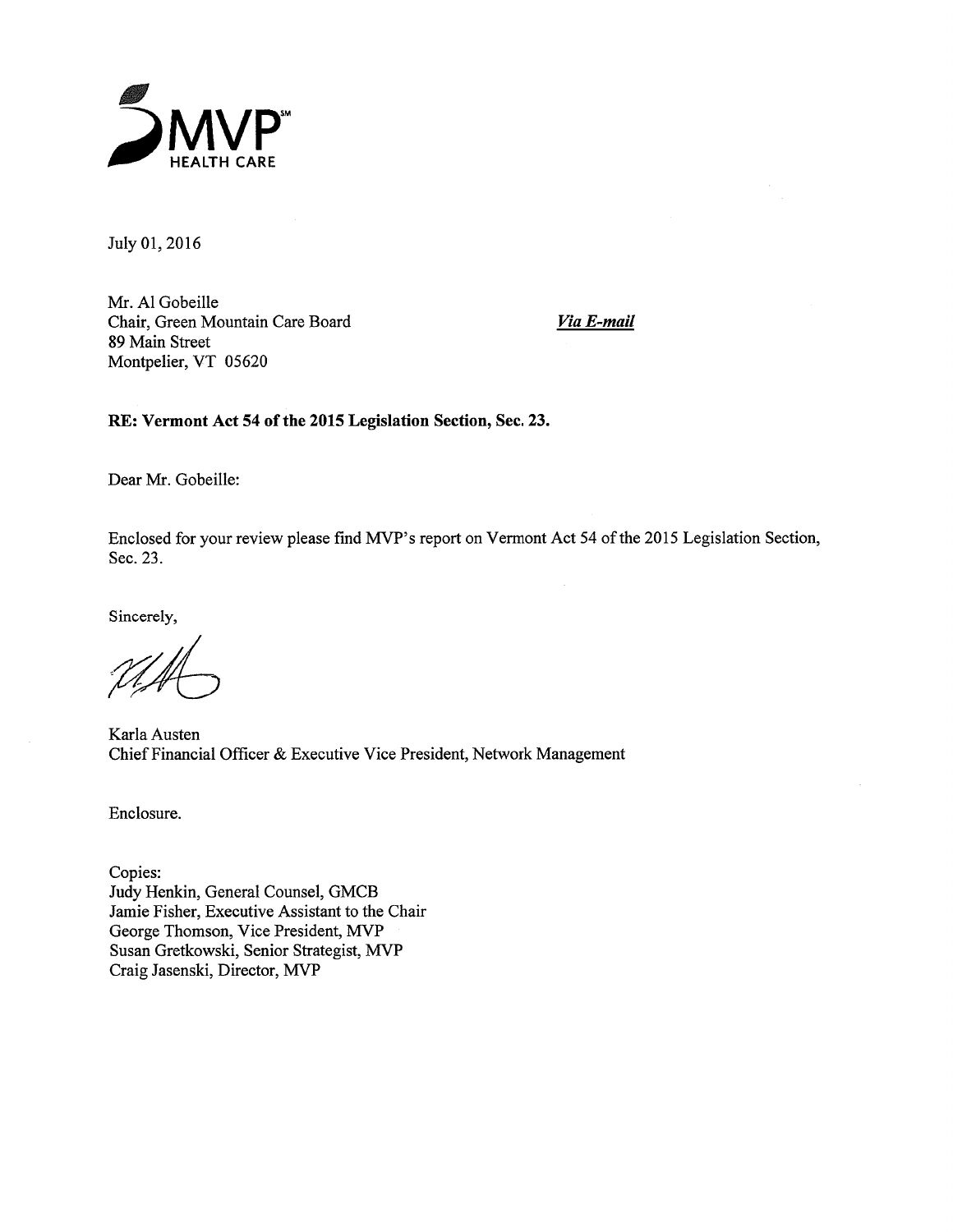MVP℠ HEALTH CARE

July 01, 2016

Mr. Al Gobeille
Chair, Green Mountain Care Board
89 Main Street
Montpelier, VT 05620

***Via E-mail***

**RE: Vermont Act 54 of the 2015 Legislation Section, Sec. 23.**

Dear Mr. Gobeille:

Enclosed for your review please find MVP's report on Vermont Act 54 of the 2015 Legislation Section, Sec. 23.

Sincerely,

Karla Austen
Chief Financial Officer & Executive Vice President, Network Management

Enclosure.

Copies:
Judy Henkin, General Counsel, GMCB
Jamie Fisher, Executive Assistant to the Chair
George Thomson, Vice President, MVP
Susan Gretkowski, Senior Strategist, MVP
Craig Jasenski, Director, MVP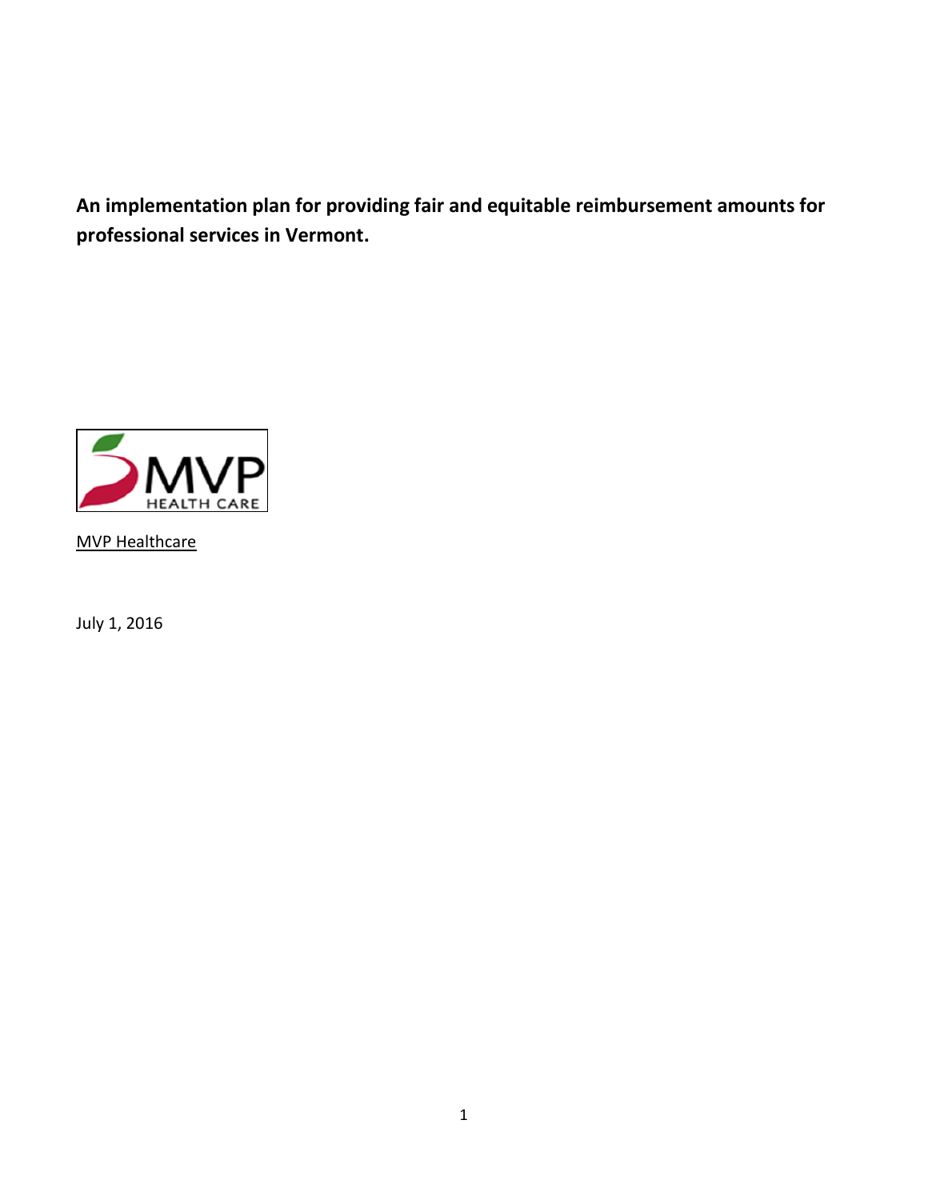**An implementation plan for providing fair and equitable reimbursement amounts for professional services in Vermont.**

MVP Healthcare

July 1, 2016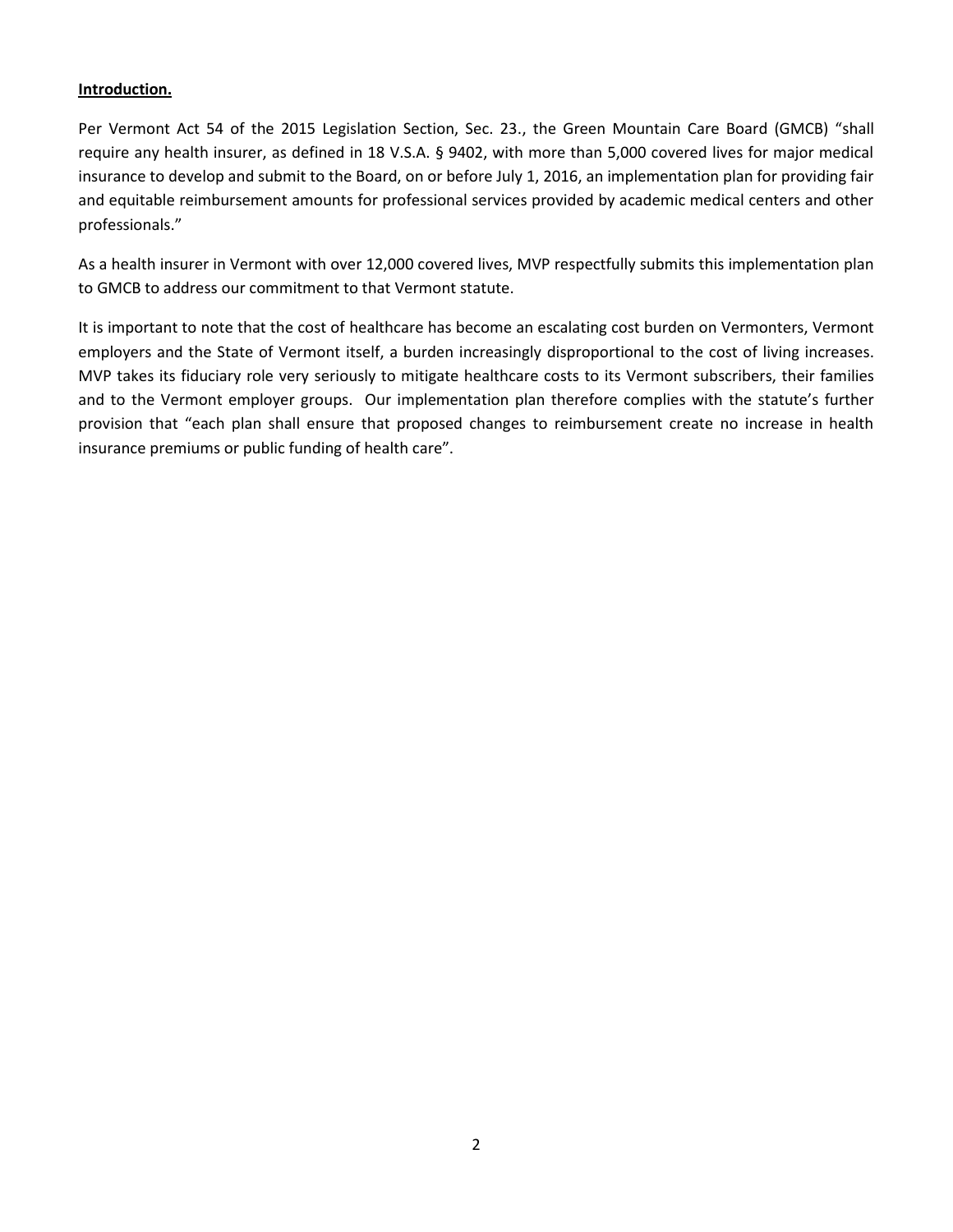**Introduction.**

Per Vermont Act 54 of the 2015 Legislation Section, Sec. 23., the Green Mountain Care Board (GMCB) "shall require any health insurer, as defined in 18 V.S.A. § 9402, with more than 5,000 covered lives for major medical insurance to develop and submit to the Board, on or before July 1, 2016, an implementation plan for providing fair and equitable reimbursement amounts for professional services provided by academic medical centers and other professionals."

As a health insurer in Vermont with over 12,000 covered lives, MVP respectfully submits this implementation plan to GMCB to address our commitment to that Vermont statute.

It is important to note that the cost of healthcare has become an escalating cost burden on Vermonters, Vermont employers and the State of Vermont itself, a burden increasingly disproportional to the cost of living increases. MVP takes its fiduciary role very seriously to mitigate healthcare costs to its Vermont subscribers, their families and to the Vermont employer groups. Our implementation plan therefore complies with the statute's further provision that "each plan shall ensure that proposed changes to reimbursement create no increase in health insurance premiums or public funding of health care".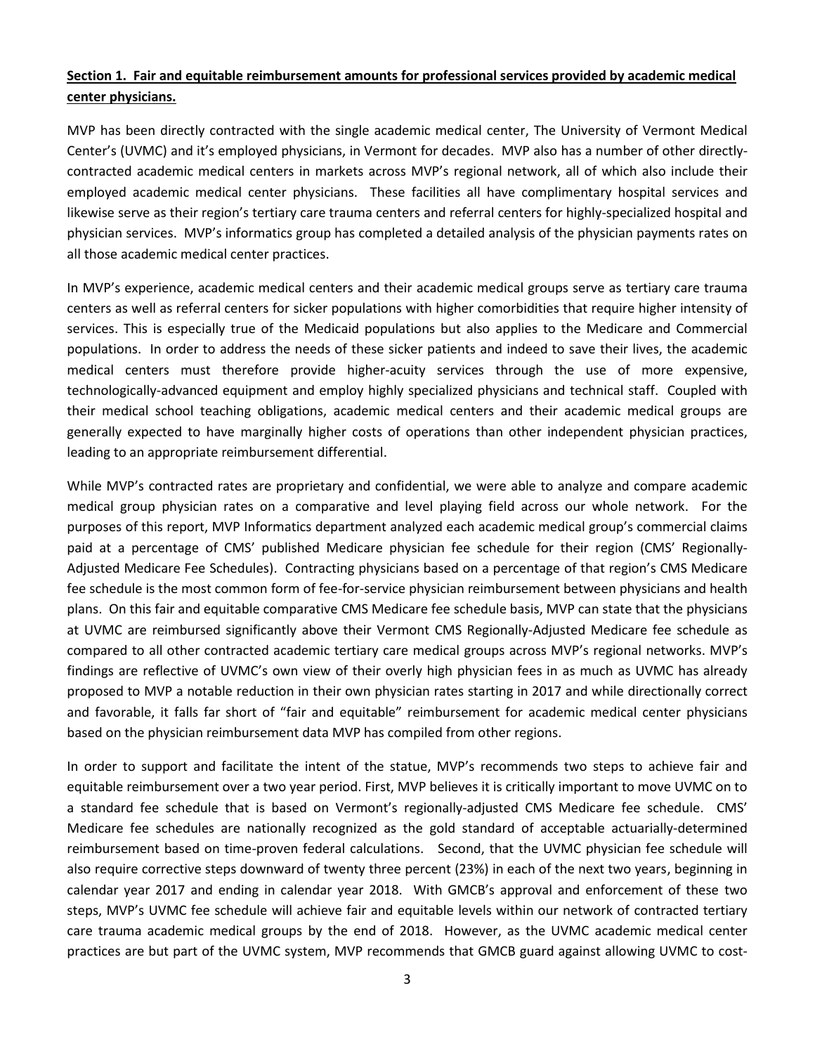**Section 1. Fair and equitable reimbursement amounts for professional services provided by academic medical center physicians.**

MVP has been directly contracted with the single academic medical center, The University of Vermont Medical Center's (UVMC) and it's employed physicians, in Vermont for decades. MVP also has a number of other directly-contracted academic medical centers in markets across MVP's regional network, all of which also include their employed academic medical center physicians. These facilities all have complimentary hospital services and likewise serve as their region's tertiary care trauma centers and referral centers for highly-specialized hospital and physician services. MVP's informatics group has completed a detailed analysis of the physician payments rates on all those academic medical center practices.

In MVP's experience, academic medical centers and their academic medical groups serve as tertiary care trauma centers as well as referral centers for sicker populations with higher comorbidities that require higher intensity of services. This is especially true of the Medicaid populations but also applies to the Medicare and Commercial populations. In order to address the needs of these sicker patients and indeed to save their lives, the academic medical centers must therefore provide higher-acuity services through the use of more expensive, technologically-advanced equipment and employ highly specialized physicians and technical staff. Coupled with their medical school teaching obligations, academic medical centers and their academic medical groups are generally expected to have marginally higher costs of operations than other independent physician practices, leading to an appropriate reimbursement differential.

While MVP's contracted rates are proprietary and confidential, we were able to analyze and compare academic medical group physician rates on a comparative and level playing field across our whole network. For the purposes of this report, MVP Informatics department analyzed each academic medical group's commercial claims paid at a percentage of CMS' published Medicare physician fee schedule for their region (CMS' Regionally-Adjusted Medicare Fee Schedules). Contracting physicians based on a percentage of that region's CMS Medicare fee schedule is the most common form of fee-for-service physician reimbursement between physicians and health plans. On this fair and equitable comparative CMS Medicare fee schedule basis, MVP can state that the physicians at UVMC are reimbursed significantly above their Vermont CMS Regionally-Adjusted Medicare fee schedule as compared to all other contracted academic tertiary care medical groups across MVP's regional networks. MVP's findings are reflective of UVMC's own view of their overly high physician fees in as much as UVMC has already proposed to MVP a notable reduction in their own physician rates starting in 2017 and while directionally correct and favorable, it falls far short of "fair and equitable" reimbursement for academic medical center physicians based on the physician reimbursement data MVP has compiled from other regions.

In order to support and facilitate the intent of the statue, MVP's recommends two steps to achieve fair and equitable reimbursement over a two year period. First, MVP believes it is critically important to move UVMC on to a standard fee schedule that is based on Vermont's regionally-adjusted CMS Medicare fee schedule. CMS' Medicare fee schedules are nationally recognized as the gold standard of acceptable actuarially-determined reimbursement based on time-proven federal calculations. Second, that the UVMC physician fee schedule will also require corrective steps downward of twenty three percent (23%) in each of the next two years, beginning in calendar year 2017 and ending in calendar year 2018. With GMCB's approval and enforcement of these two steps, MVP's UVMC fee schedule will achieve fair and equitable levels within our network of contracted tertiary care trauma academic medical groups by the end of 2018. However, as the UVMC academic medical center practices are but part of the UVMC system, MVP recommends that GMCB guard against allowing UVMC to cost-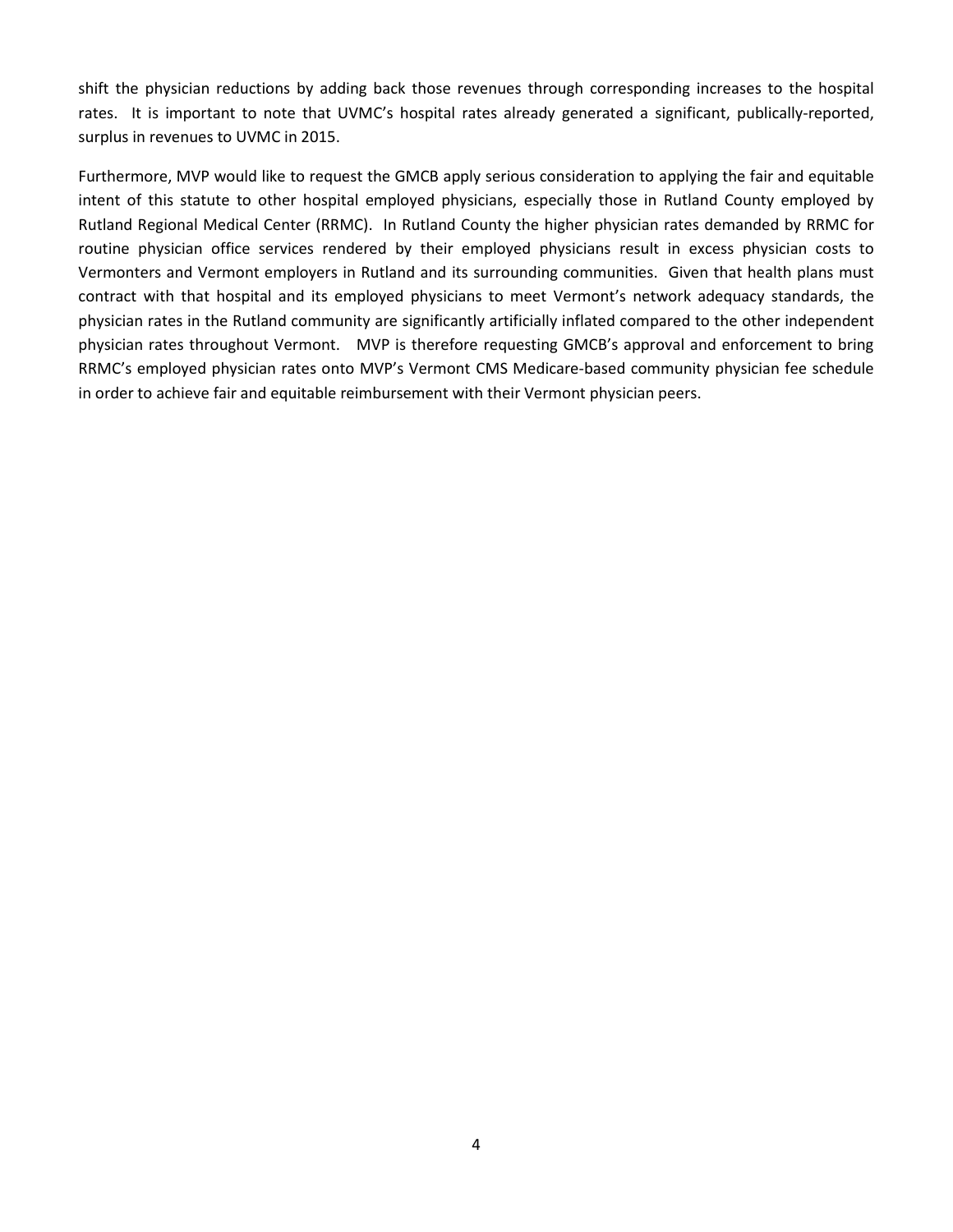shift the physician reductions by adding back those revenues through corresponding increases to the hospital rates. It is important to note that UVMC's hospital rates already generated a significant, publically-reported, surplus in revenues to UVMC in 2015.

Furthermore, MVP would like to request the GMCB apply serious consideration to applying the fair and equitable intent of this statute to other hospital employed physicians, especially those in Rutland County employed by Rutland Regional Medical Center (RRMC). In Rutland County the higher physician rates demanded by RRMC for routine physician office services rendered by their employed physicians result in excess physician costs to Vermonters and Vermont employers in Rutland and its surrounding communities. Given that health plans must contract with that hospital and its employed physicians to meet Vermont's network adequacy standards, the physician rates in the Rutland community are significantly artificially inflated compared to the other independent physician rates throughout Vermont. MVP is therefore requesting GMCB's approval and enforcement to bring RRMC's employed physician rates onto MVP's Vermont CMS Medicare-based community physician fee schedule in order to achieve fair and equitable reimbursement with their Vermont physician peers.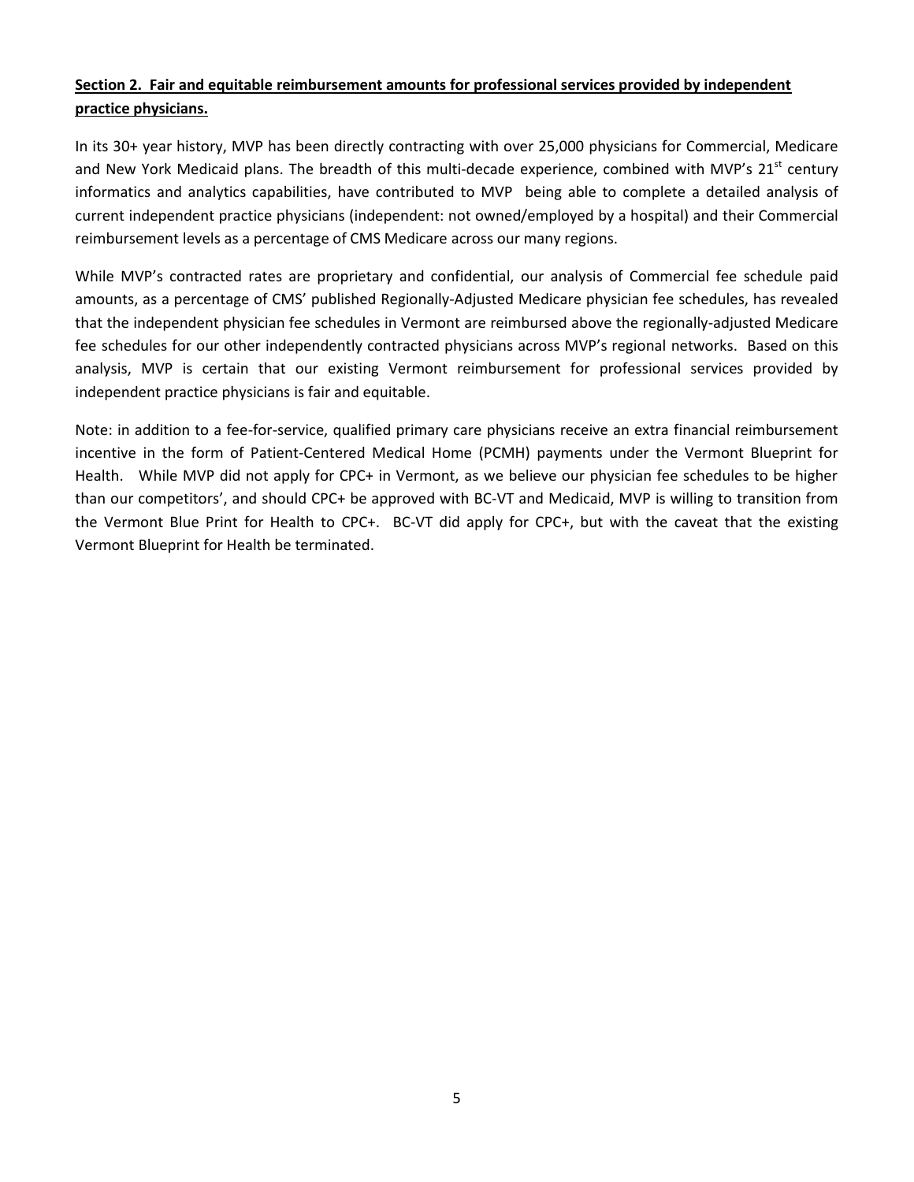**Section 2. Fair and equitable reimbursement amounts for professional services provided by independent practice physicians.**

In its 30+ year history, MVP has been directly contracting with over 25,000 physicians for Commercial, Medicare and New York Medicaid plans. The breadth of this multi-decade experience, combined with MVP's 21st century informatics and analytics capabilities, have contributed to MVP being able to complete a detailed analysis of current independent practice physicians (independent: not owned/employed by a hospital) and their Commercial reimbursement levels as a percentage of CMS Medicare across our many regions.

While MVP's contracted rates are proprietary and confidential, our analysis of Commercial fee schedule paid amounts, as a percentage of CMS' published Regionally-Adjusted Medicare physician fee schedules, has revealed that the independent physician fee schedules in Vermont are reimbursed above the regionally-adjusted Medicare fee schedules for our other independently contracted physicians across MVP's regional networks. Based on this analysis, MVP is certain that our existing Vermont reimbursement for professional services provided by independent practice physicians is fair and equitable.

Note: in addition to a fee-for-service, qualified primary care physicians receive an extra financial reimbursement incentive in the form of Patient-Centered Medical Home (PCMH) payments under the Vermont Blueprint for Health. While MVP did not apply for CPC+ in Vermont, as we believe our physician fee schedules to be higher than our competitors', and should CPC+ be approved with BC-VT and Medicaid, MVP is willing to transition from the Vermont Blue Print for Health to CPC+. BC-VT did apply for CPC+, but with the caveat that the existing Vermont Blueprint for Health be terminated.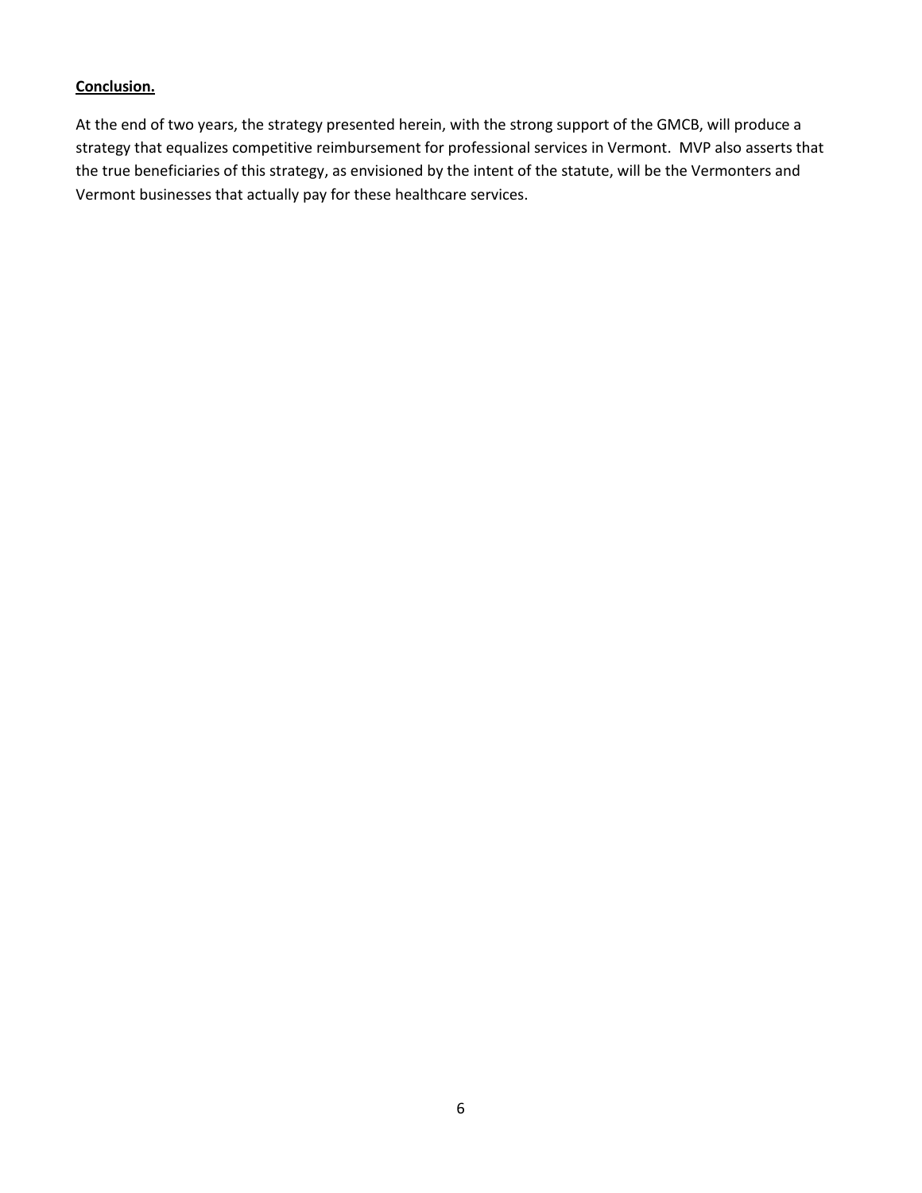**Conclusion.**

At the end of two years, the strategy presented herein, with the strong support of the GMCB, will produce a strategy that equalizes competitive reimbursement for professional services in Vermont. MVP also asserts that the true beneficiaries of this strategy, as envisioned by the intent of the statute, will be the Vermonters and Vermont businesses that actually pay for these healthcare services.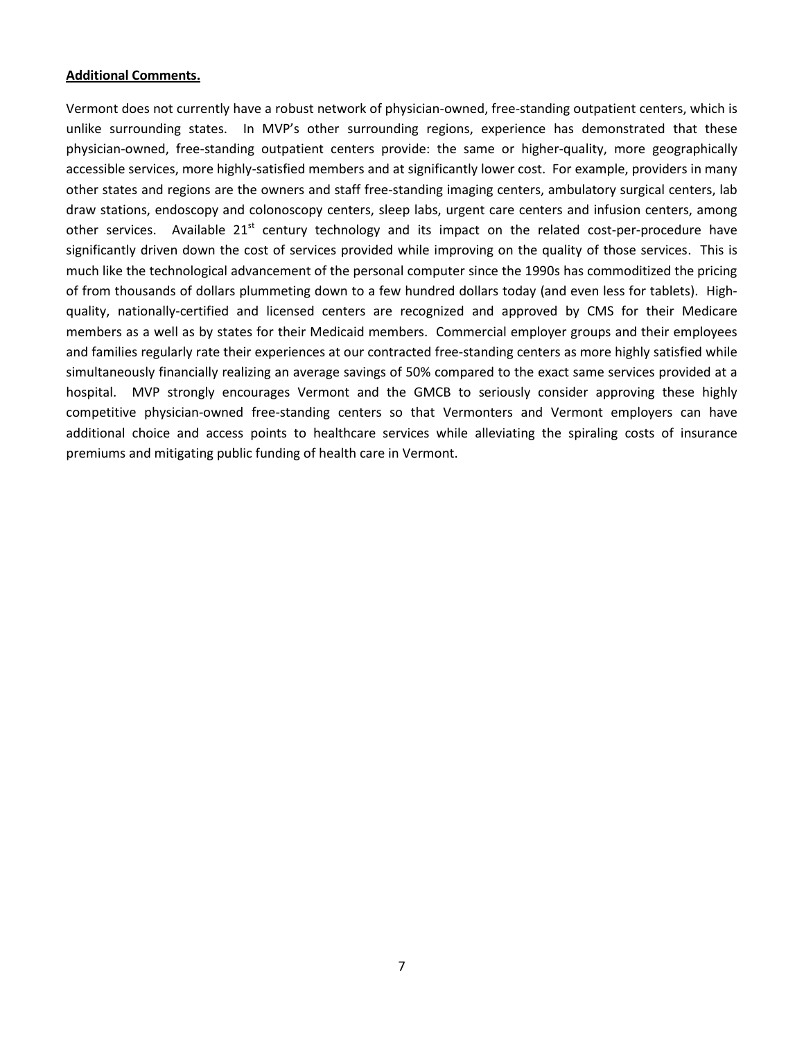**Additional Comments.**

Vermont does not currently have a robust network of physician-owned, free-standing outpatient centers, which is unlike surrounding states. In MVP's other surrounding regions, experience has demonstrated that these physician-owned, free-standing outpatient centers provide: the same or higher-quality, more geographically accessible services, more highly-satisfied members and at significantly lower cost. For example, providers in many other states and regions are the owners and staff free-standing imaging centers, ambulatory surgical centers, lab draw stations, endoscopy and colonoscopy centers, sleep labs, urgent care centers and infusion centers, among other services. Available 21st century technology and its impact on the related cost-per-procedure have significantly driven down the cost of services provided while improving on the quality of those services. This is much like the technological advancement of the personal computer since the 1990s has commoditized the pricing of from thousands of dollars plummeting down to a few hundred dollars today (and even less for tablets). High-quality, nationally-certified and licensed centers are recognized and approved by CMS for their Medicare members as a well as by states for their Medicaid members. Commercial employer groups and their employees and families regularly rate their experiences at our contracted free-standing centers as more highly satisfied while simultaneously financially realizing an average savings of 50% compared to the exact same services provided at a hospital. MVP strongly encourages Vermont and the GMCB to seriously consider approving these highly competitive physician-owned free-standing centers so that Vermonters and Vermont employers can have additional choice and access points to healthcare services while alleviating the spiraling costs of insurance premiums and mitigating public funding of health care in Vermont.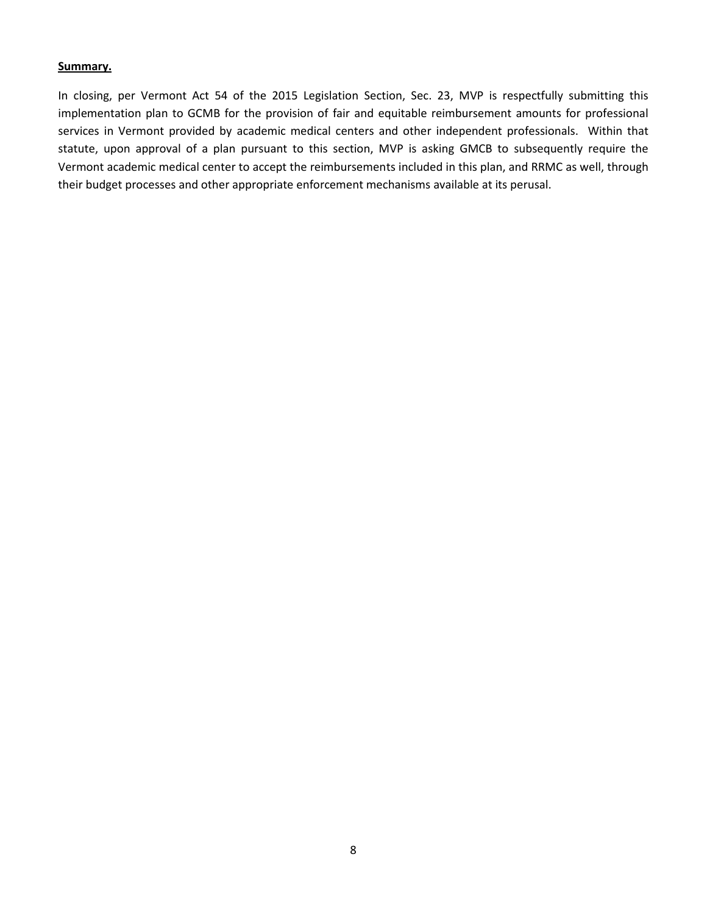**Summary.**

In closing, per Vermont Act 54 of the 2015 Legislation Section, Sec. 23, MVP is respectfully submitting this implementation plan to GCMB for the provision of fair and equitable reimbursement amounts for professional services in Vermont provided by academic medical centers and other independent professionals. Within that statute, upon approval of a plan pursuant to this section, MVP is asking GMCB to subsequently require the Vermont academic medical center to accept the reimbursements included in this plan, and RRMC as well, through their budget processes and other appropriate enforcement mechanisms available at its perusal.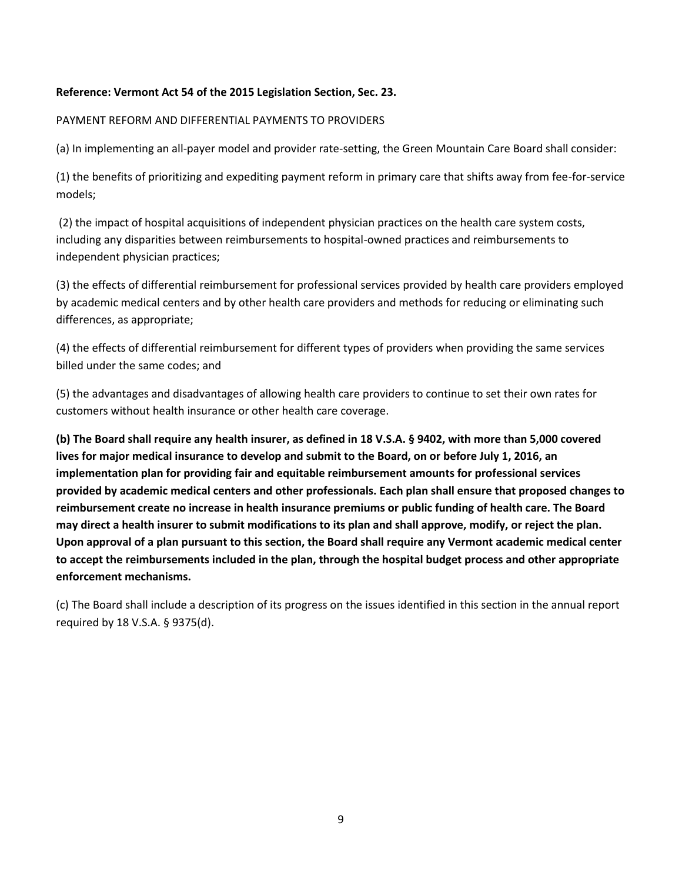**Reference: Vermont Act 54 of the 2015 Legislation Section, Sec. 23.**

PAYMENT REFORM AND DIFFERENTIAL PAYMENTS TO PROVIDERS

(a) In implementing an all-payer model and provider rate-setting, the Green Mountain Care Board shall consider:

(1) the benefits of prioritizing and expediting payment reform in primary care that shifts away from fee-for-service models;

(2) the impact of hospital acquisitions of independent physician practices on the health care system costs, including any disparities between reimbursements to hospital-owned practices and reimbursements to independent physician practices;

(3) the effects of differential reimbursement for professional services provided by health care providers employed by academic medical centers and by other health care providers and methods for reducing or eliminating such differences, as appropriate;

(4) the effects of differential reimbursement for different types of providers when providing the same services billed under the same codes; and

(5) the advantages and disadvantages of allowing health care providers to continue to set their own rates for customers without health insurance or other health care coverage.

**(b) The Board shall require any health insurer, as defined in 18 V.S.A. § 9402, with more than 5,000 covered lives for major medical insurance to develop and submit to the Board, on or before July 1, 2016, an implementation plan for providing fair and equitable reimbursement amounts for professional services provided by academic medical centers and other professionals. Each plan shall ensure that proposed changes to reimbursement create no increase in health insurance premiums or public funding of health care. The Board may direct a health insurer to submit modifications to its plan and shall approve, modify, or reject the plan. Upon approval of a plan pursuant to this section, the Board shall require any Vermont academic medical center to accept the reimbursements included in the plan, through the hospital budget process and other appropriate enforcement mechanisms.**

(c) The Board shall include a description of its progress on the issues identified in this section in the annual report required by 18 V.S.A. § 9375(d).